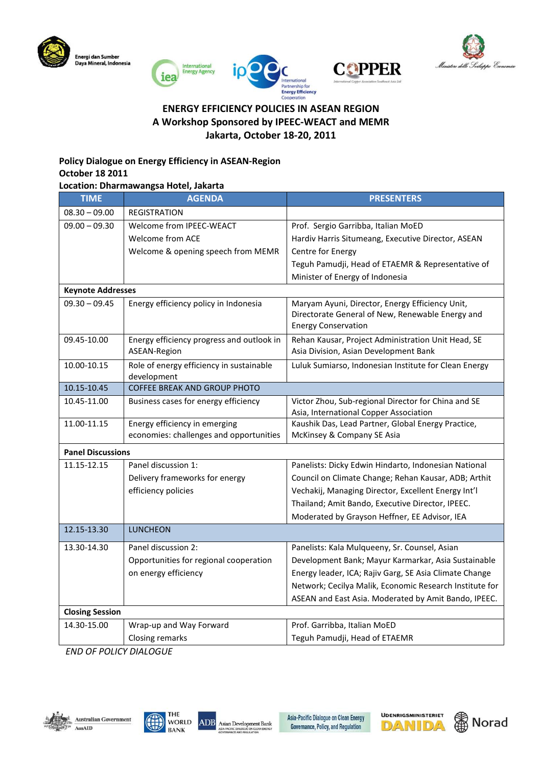Energi dan Sumber Daya Mineral, Indonesia

International Energy Agency

International Partnership for Energy Efficiency Cooperation

COPPER

International Copper Association Southeast Asia Ltd

Ministero dello Sviluppo Economico

# ENERGY EFFICIENCY POLICIES IN ASEAN REGION
## A Workshop Sponsored by IPEEC-WEACT and MEMR
## Jakarta, October 18-20, 2011

**Policy Dialogue on Energy Efficiency in ASEAN-Region**
**October 18 2011**
**Location: Dharmawangsa Hotel, Jakarta**

| TIME | AGENDA | PRESENTERS |
|---|---|---|
| 08.30 – 09.00 | REGISTRATION | |
| 09.00 – 09.30 | Welcome from IPEEC-WEACT<br>Welcome from ACE<br>Welcome & opening speech from MEMR | Prof. Sergio Garribba, Italian MoED<br>Hardiv Harris Situmeang, Executive Director, ASEAN Centre for Energy<br>Teguh Pamudji, Head of ETAEMR & Representative of Minister of Energy of Indonesia |
| **Keynote Addresses** | | |
| 09.30 – 09.45 | Energy efficiency policy in Indonesia | Maryam Ayuni, Director, Energy Efficiency Unit, Directorate General of New, Renewable Energy and Energy Conservation |
| 09.45-10.00 | Energy efficiency progress and outlook in ASEAN-Region | Rehan Kausar, Project Administration Unit Head, SE Asia Division, Asian Development Bank |
| 10.00-10.15 | Role of energy efficiency in sustainable development | Luluk Sumiarso, Indonesian Institute for Clean Energy |
| 10.15-10.45 | COFFEE BREAK AND GROUP PHOTO | |
| 10.45-11.00 | Business cases for energy efficiency | Victor Zhou, Sub-regional Director for China and SE Asia, International Copper Association |
| 11.00-11.15 | Energy efficiency in emerging economies: challenges and opportunities | Kaushik Das, Lead Partner, Global Energy Practice, McKinsey & Company SE Asia |
| **Panel Discussions** | | |
| 11.15-12.15 | Panel discussion 1:<br>Delivery frameworks for energy efficiency policies | Panelists: Dicky Edwin Hindarto, Indonesian National Council on Climate Change; Rehan Kausar, ADB; Arthit Vechakij, Managing Director, Excellent Energy Int'l Thailand; Amit Bando, Executive Director, IPEEC.<br>Moderated by Grayson Heffner, EE Advisor, IEA |
| 12.15-13.30 | LUNCHEON | |
| 13.30-14.30 | Panel discussion 2:<br>Opportunities for regional cooperation on energy efficiency | Panelists: Kala Mulqueeny, Sr. Counsel, Asian Development Bank; Mayur Karmarkar, Asia Sustainable Energy leader, ICA; Rajiv Garg, SE Asia Climate Change Network; Cecilya Malik, Economic Research Institute for ASEAN and East Asia. Moderated by Amit Bando, IPEEC. |
| **Closing Session** | | |
| 14.30-15.00 | Wrap-up and Way Forward<br>Closing remarks | Prof. Garribba, Italian MoED<br>Teguh Pamudji, Head of ETAEMR |

*END OF POLICY DIALOGUE*

Australian Government AusAID | THE WORLD BANK | ADB Asian Development Bank | Asia-Pacific Dialogue on Clean Energy Governance, Policy, and Regulation | UDENRIGSMINISTERIET DANIDA | Norad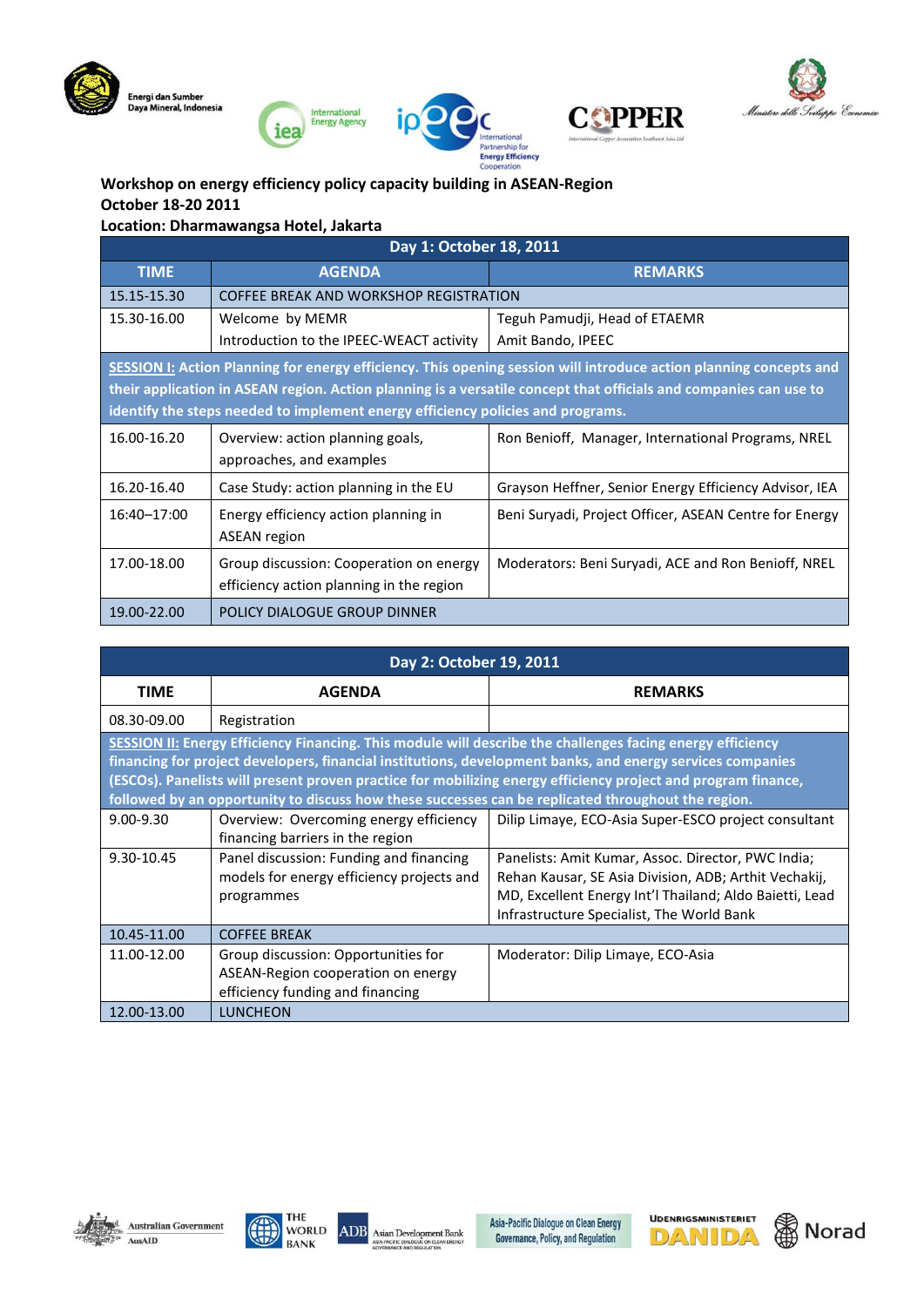**Workshop on energy efficiency policy capacity building in ASEAN-Region**
**October 18-20 2011**
**Location: Dharmawangsa Hotel, Jakarta**

| Day 1: October 18, 2011 | | |
|---|---|---|
| **TIME** | **AGENDA** | **REMARKS** |
| 15.15-15.30 | COFFEE BREAK AND WORKSHOP REGISTRATION | |
| 15.30-16.00 | Welcome by MEMR<br>Introduction to the IPEEC-WEACT activity | Teguh Pamudji, Head of ETAEMR<br>Amit Bando, IPEEC |
| **SESSION I: Action Planning for energy efficiency. This opening session will introduce action planning concepts and their application in ASEAN region. Action planning is a versatile concept that officials and companies can use to identify the steps needed to implement energy efficiency policies and programs.** | | |
| 16.00-16.20 | Overview: action planning goals, approaches, and examples | Ron Benioff, Manager, International Programs, NREL |
| 16.20-16.40 | Case Study: action planning in the EU | Grayson Heffner, Senior Energy Efficiency Advisor, IEA |
| 16:40–17:00 | Energy efficiency action planning in ASEAN region | Beni Suryadi, Project Officer, ASEAN Centre for Energy |
| 17.00-18.00 | Group discussion: Cooperation on energy efficiency action planning in the region | Moderators: Beni Suryadi, ACE and Ron Benioff, NREL |
| 19.00-22.00 | POLICY DIALOGUE GROUP DINNER | |

| Day 2: October 19, 2011 | | |
|---|---|---|
| **TIME** | **AGENDA** | **REMARKS** |
| 08.30-09.00 | Registration | |
| **SESSION II: Energy Efficiency Financing. This module will describe the challenges facing energy efficiency financing for project developers, financial institutions, development banks, and energy services companies (ESCOs). Panelists will present proven practice for mobilizing energy efficiency project and program finance, followed by an opportunity to discuss how these successes can be replicated throughout the region.** | | |
| 9.00-9.30 | Overview: Overcoming energy efficiency financing barriers in the region | Dilip Limaye, ECO-Asia Super-ESCO project consultant |
| 9.30-10.45 | Panel discussion: Funding and financing models for energy efficiency projects and programmes | Panelists: Amit Kumar, Assoc. Director, PWC India; Rehan Kausar, SE Asia Division, ADB; Arthit Vechakij, MD, Excellent Energy Int'l Thailand; Aldo Baietti, Lead Infrastructure Specialist, The World Bank |
| 10.45-11.00 | COFFEE BREAK | |
| 11.00-12.00 | Group discussion: Opportunities for ASEAN-Region cooperation on energy efficiency funding and financing | Moderator: Dilip Limaye, ECO-Asia |
| 12.00-13.00 | LUNCHEON | |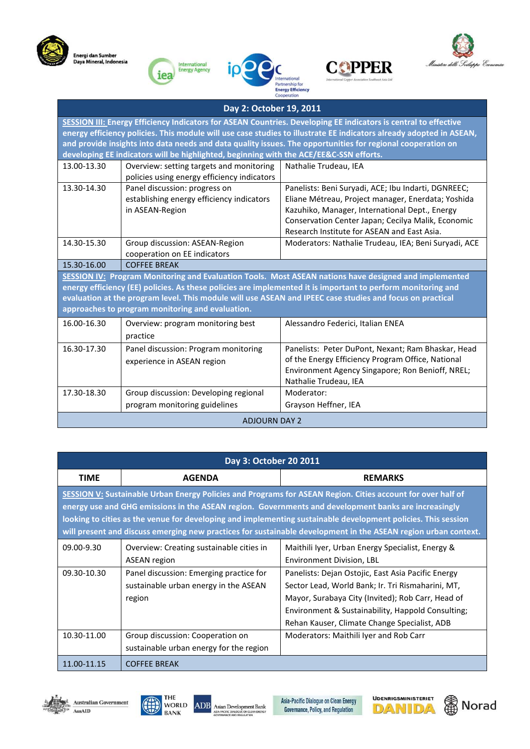| Day 2: October 19, 2011 | | |
|---|---|---|
| **SESSION III: Energy Efficiency Indicators for ASEAN Countries. Developing EE indicators is central to effective energy efficiency policies. This module will use case studies to illustrate EE indicators already adopted in ASEAN, and provide insights into data needs and data quality issues. The opportunities for regional cooperation on developing EE indicators will be highlighted, beginning with the ACE/EE&C-SSN efforts.** | | |
| 13.00-13.30 | Overview: setting targets and monitoring policies using energy efficiency indicators | Nathalie Trudeau, IEA |
| 13.30-14.30 | Panel discussion: progress on establishing energy efficiency indicators in ASEAN-Region | Panelists: Beni Suryadi, ACE; Ibu Indarti, DGNREEC; Eliane Métreau, Project manager, Enerdata; Yoshida Kazuhiko, Manager, International Dept., Energy Conservation Center Japan; Cecilya Malik, Economic Research Institute for ASEAN and East Asia. |
| 14.30-15.30 | Group discussion: ASEAN-Region cooperation on EE indicators | Moderators: Nathalie Trudeau, IEA; Beni Suryadi, ACE |
| 15.30-16.00 | COFFEE BREAK | |
| **SESSION IV: Program Monitoring and Evaluation Tools. Most ASEAN nations have designed and implemented energy efficiency (EE) policies. As these policies are implemented it is important to perform monitoring and evaluation at the program level. This module will use ASEAN and IPEEC case studies and focus on practical approaches to program monitoring and evaluation.** | | |
| 16.00-16.30 | Overview: program monitoring best practice | Alessandro Federici, Italian ENEA |
| 16.30-17.30 | Panel discussion: Program monitoring experience in ASEAN region | Panelists: Peter DuPont, Nexant; Ram Bhaskar, Head of the Energy Efficiency Program Office, National Environment Agency Singapore; Ron Benioff, NREL; Nathalie Trudeau, IEA |
| 17.30-18.30 | Group discussion: Developing regional program monitoring guidelines | Moderator: Grayson Heffner, IEA |
| ADJOURN DAY 2 | | |

| Day 3: October 20 2011 | | |
|---|---|---|
| **TIME** | **AGENDA** | **REMARKS** |
| **SESSION V: Sustainable Urban Energy Policies and Programs for ASEAN Region. Cities account for over half of energy use and GHG emissions in the ASEAN region. Governments and development banks are increasingly looking to cities as the venue for developing and implementing sustainable development policies. This session will present and discuss emerging new practices for sustainable development in the ASEAN region urban context.** | | |
| 09.00-9.30 | Overview: Creating sustainable cities in ASEAN region | Maithili Iyer, Urban Energy Specialist, Energy & Environment Division, LBL |
| 09.30-10.30 | Panel discussion: Emerging practice for sustainable urban energy in the ASEAN region | Panelists: Dejan Ostojic, East Asia Pacific Energy Sector Lead, World Bank; Ir. Tri Rismaharini, MT, Mayor, Surabaya City (Invited); Rob Carr, Head of Environment & Sustainability, Happold Consulting; Rehan Kauser, Climate Change Specialist, ADB |
| 10.30-11.00 | Group discussion: Cooperation on sustainable urban energy for the region | Moderators: Maithili Iyer and Rob Carr |
| 11.00-11.15 | COFFEE BREAK | |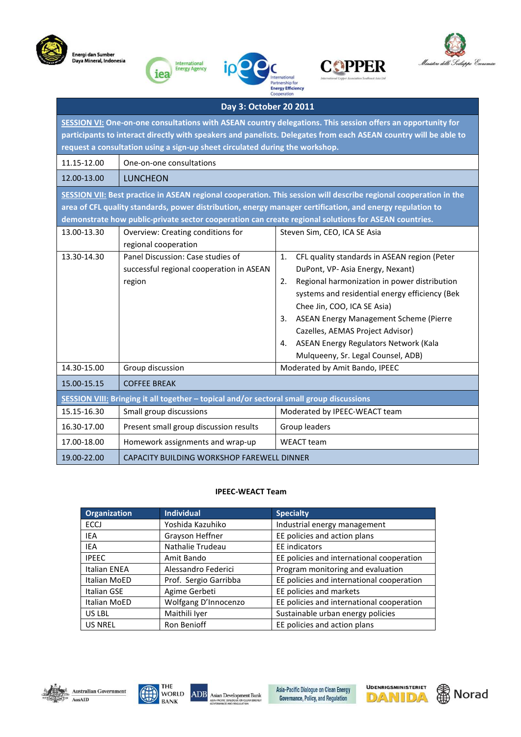| Day 3: October 20 2011 | | |
|---|---|---|
| **SESSION VI: One-on-one consultations with ASEAN country delegations. This session offers an opportunity for participants to interact directly with speakers and panelists. Delegates from each ASEAN country will be able to request a consultation using a sign-up sheet circulated during the workshop.** | | |
| 11.15-12.00 | One-on-one consultations | |
| 12.00-13.00 | LUNCHEON | |
| **SESSION VII: Best practice in ASEAN regional cooperation. This session will describe regional cooperation in the area of CFL quality standards, power distribution, energy manager certification, and energy regulation to demonstrate how public-private sector cooperation can create regional solutions for ASEAN countries.** | | |
| 13.00-13.30 | Overview: Creating conditions for regional cooperation | Steven Sim, CEO, ICA SE Asia |
| 13.30-14.30 | Panel Discussion: Case studies of successful regional cooperation in ASEAN region | 1. CFL quality standards in ASEAN region (Peter DuPont, VP- Asia Energy, Nexant) 2. Regional harmonization in power distribution systems and residential energy efficiency (Bek Chee Jin, COO, ICA SE Asia) 3. ASEAN Energy Management Scheme (Pierre Cazelles, AEMAS Project Advisor) 4. ASEAN Energy Regulators Network (Kala Mulqueeny, Sr. Legal Counsel, ADB) |
| 14.30-15.00 | Group discussion | Moderated by Amit Bando, IPEEC |
| 15.00-15.15 | COFFEE BREAK | |
| **SESSION VIII: Bringing it all together – topical and/or sectoral small group discussions** | | |
| 15.15-16.30 | Small group discussions | Moderated by IPEEC-WEACT team |
| 16.30-17.00 | Present small group discussion results | Group leaders |
| 17.00-18.00 | Homework assignments and wrap-up | WEACT team |
| 19.00-22.00 | CAPACITY BUILDING WORKSHOP FAREWELL DINNER | |

**IPEEC-WEACT Team**

| Organization | Individual | Specialty |
|---|---|---|
| ECCJ | Yoshida Kazuhiko | Industrial energy management |
| IEA | Grayson Heffner | EE policies and action plans |
| IEA | Nathalie Trudeau | EE indicators |
| IPEEC | Amit Bando | EE policies and international cooperation |
| Italian ENEA | Alessandro Federici | Program monitoring and evaluation |
| Italian MoED | Prof. Sergio Garribba | EE policies and international cooperation |
| Italian GSE | Agime Gerbeti | EE policies and markets |
| Italian MoED | Wolfgang D'Innocenzo | EE policies and international cooperation |
| US LBL | Maithili Iyer | Sustainable urban energy policies |
| US NREL | Ron Benioff | EE policies and action plans |